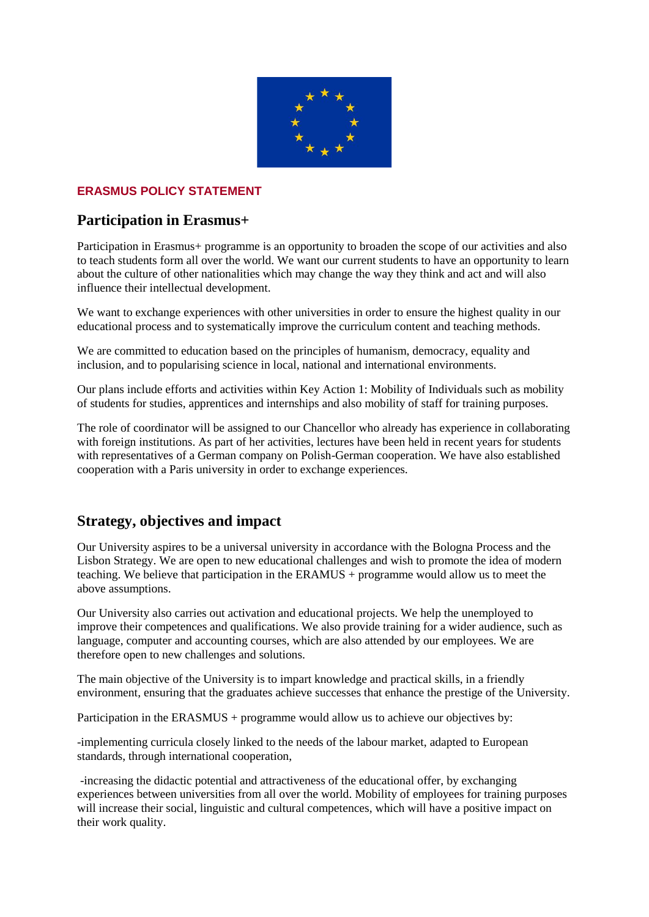**ERASMUS POLICY STATEMENT**

## Participation in Erasmus+

Participation in Erasmus+ programme is an opportunity to broaden the scope of our activities and also to teach students form all over the world. We want our current students to have an opportunity to learn about the culture of other nationalities which may change the way they think and act and will also influence their intellectual development.

We want to exchange experiences with other universities in order to ensure the highest quality in our educational process and to systematically improve the curriculum content and teaching methods.

We are committed to education based on the principles of humanism, democracy, equality and inclusion, and to popularising science in local, national and international environments.

Our plans include efforts and activities within Key Action 1: Mobility of Individuals such as mobility of students for studies, apprentices and internships and also mobility of staff for training purposes.

The role of coordinator will be assigned to our Chancellor who already has experience in collaborating with foreign institutions. As part of her activities, lectures have been held in recent years for students with representatives of a German company on Polish-German cooperation. We have also established cooperation with a Paris university in order to exchange experiences.

## Strategy, objectives and impact

Our University aspires to be a universal university in accordance with the Bologna Process and the Lisbon Strategy. We are open to new educational challenges and wish to promote the idea of modern teaching. We believe that participation in the ERAMUS + programme would allow us to meet the above assumptions.

Our University also carries out activation and educational projects. We help the unemployed to improve their competences and qualifications. We also provide training for a wider audience, such as language, computer and accounting courses, which are also attended by our employees. We are therefore open to new challenges and solutions.

The main objective of the University is to impart knowledge and practical skills, in a friendly environment, ensuring that the graduates achieve successes that enhance the prestige of the University.

Participation in the ERASMUS + programme would allow us to achieve our objectives by:

-implementing curricula closely linked to the needs of the labour market, adapted to European standards, through international cooperation,

-increasing the didactic potential and attractiveness of the educational offer, by exchanging experiences between universities from all over the world. Mobility of employees for training purposes will increase their social, linguistic and cultural competences, which will have a positive impact on their work quality.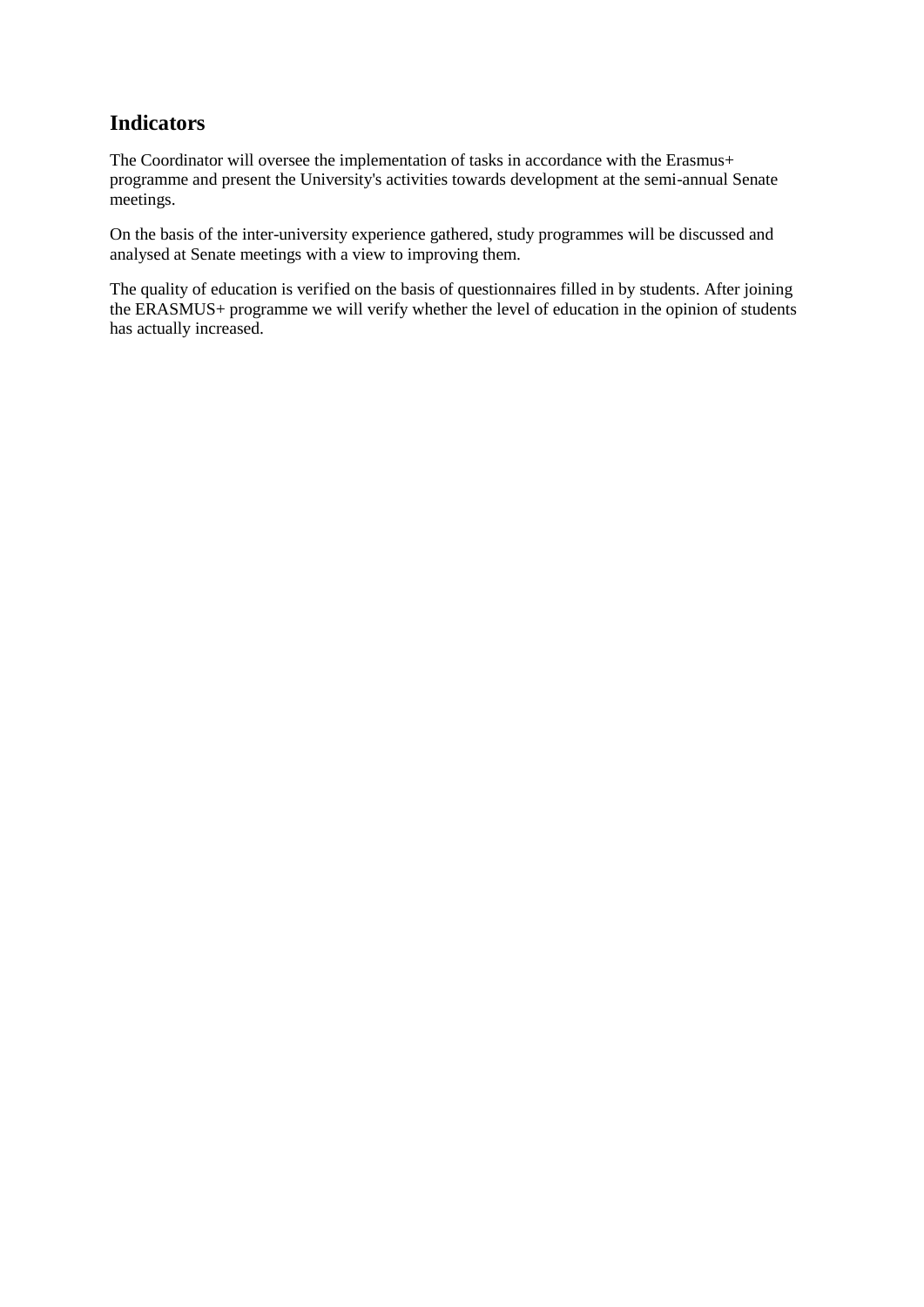## Indicators

The Coordinator will oversee the implementation of tasks in accordance with the Erasmus+ programme and present the University's activities towards development at the semi-annual Senate meetings.

On the basis of the inter-university experience gathered, study programmes will be discussed and analysed at Senate meetings with a view to improving them.

The quality of education is verified on the basis of questionnaires filled in by students. After joining the ERASMUS+ programme we will verify whether the level of education in the opinion of students has actually increased.